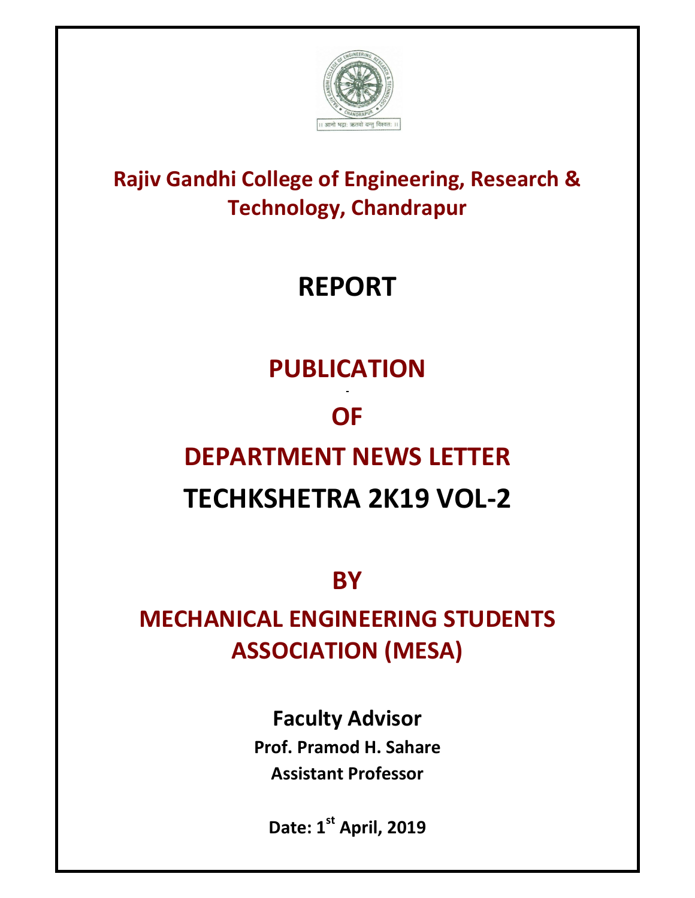# Rajiv Gandhi College of Engineering, Research & Technology, Chandrapur

# REPORT

## PUBLICATION

## OF

## DEPARTMENT NEWS LETTER

## TECHKSHETRA 2K19 VOL-2

## BY

## MECHANICAL ENGINEERING STUDENTS ASSOCIATION (MESA)

**Faculty Advisor**

**Prof. Pramod H. Sahare**

**Assistant Professor**

**Date: 1st April, 2019**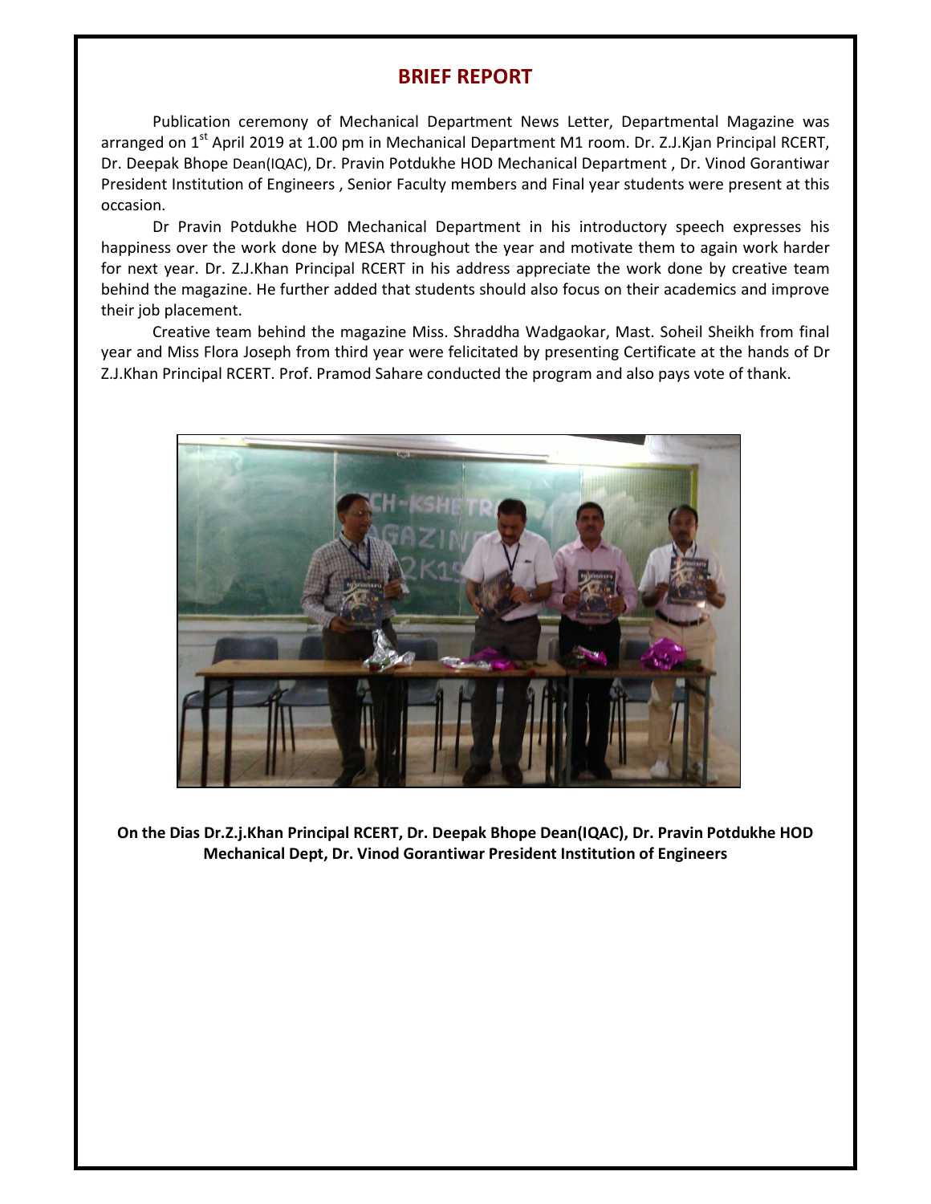# BRIEF REPORT

Publication ceremony of Mechanical Department News Letter, Departmental Magazine was arranged on 1st April 2019 at 1.00 pm in Mechanical Department M1 room. Dr. Z.J.Kjan Principal RCERT, Dr. Deepak Bhope Dean(IQAC), Dr. Pravin Potdukhe HOD Mechanical Department , Dr. Vinod Gorantiwar President Institution of Engineers , Senior Faculty members and Final year students were present at this occasion.

Dr Pravin Potdukhe HOD Mechanical Department in his introductory speech expresses his happiness over the work done by MESA throughout the year and motivate them to again work harder for next year. Dr. Z.J.Khan Principal RCERT in his address appreciate the work done by creative team behind the magazine. He further added that students should also focus on their academics and improve their job placement.

Creative team behind the magazine Miss. Shraddha Wadgaokar, Mast. Soheil Sheikh from final year and Miss Flora Joseph from third year were felicitated by presenting Certificate at the hands of Dr Z.J.Khan Principal RCERT. Prof. Pramod Sahare conducted the program and also pays vote of thank.

**On the Dias Dr.Z.j.Khan Principal RCERT, Dr. Deepak Bhope Dean(IQAC), Dr. Pravin Potdukhe HOD Mechanical Dept, Dr. Vinod Gorantiwar President Institution of Engineers**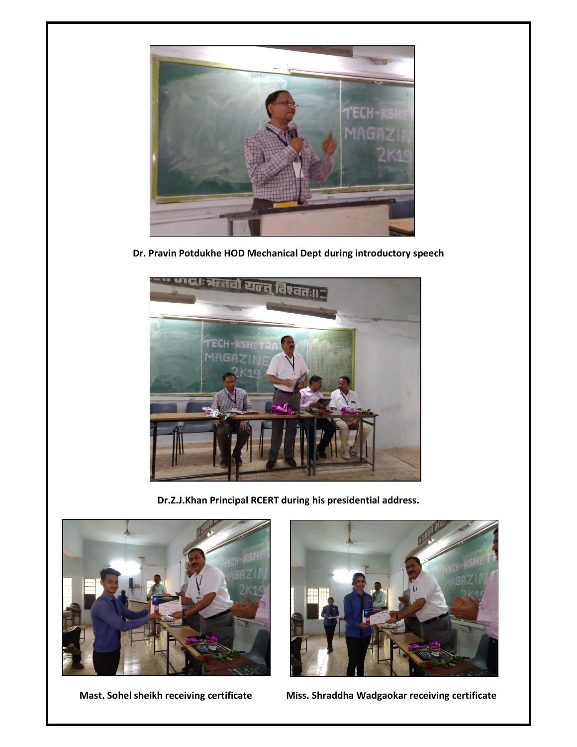**Dr. Pravin Potdukhe HOD Mechanical Dept during introductory speech**

**Dr.Z.J.Khan Principal RCERT during his presidential address.**

**Mast. Sohel sheikh receiving certificate**

**Miss. Shraddha Wadgaokar receiving certificate**